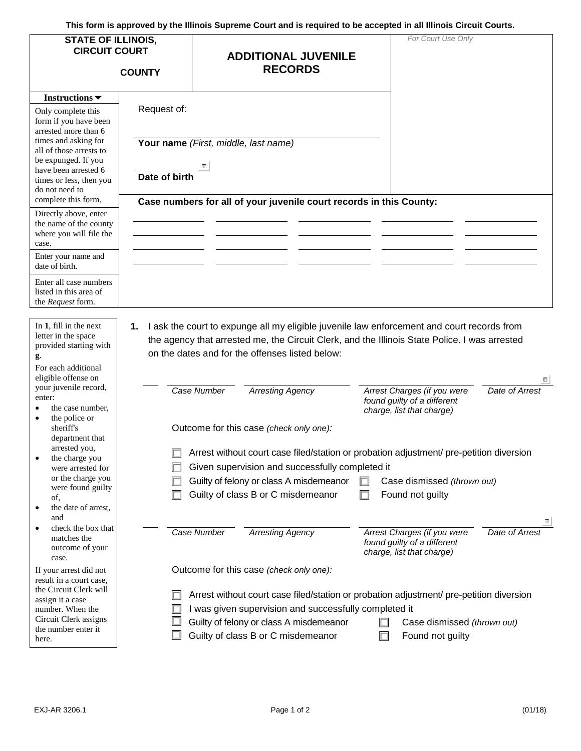This form is approved by the Illinois Supreme Court and is required to be accepted in all Illinois Circuit Courts.

**STATE OF ILLINOIS,**
**CIRCUIT COURT**

**COUNTY**

# ADDITIONAL JUVENILE RECORDS

*For Court Use Only*

**Instructions**

Only complete this form if you have been arrested more than 6 times and asking for all of those arrests to be expunged. If you have been arrested 6 times or less, then you do not need to complete this form.

Directly above, enter the name of the county where you will file the case.

Enter your name and date of birth.

Enter all case numbers listed in this area of the *Request* form.

Request of:

______________________________
**Your name** *(First, middle, last name)*

______________
**Date of birth**

**Case numbers for all of your juvenile court records in this County:**

| | | | | |
|---|---|---|---|---|
| | | | | |
| | | | | |
| | | | | |
| | | | | |

In **1**, fill in the next letter in the space provided starting with **g**.

For each additional eligible offense on your juvenile record, enter:
- the case number,
- the police or sheriff's department that arrested you,
- the charge you were arrested for or the charge you were found guilty of,
- the date of arrest, and
- check the box that matches the outcome of your case.

If your arrest did not result in a court case, the Circuit Clerk will assign it a case number. When the Circuit Clerk assigns the number enter it here.

**1.** I ask the court to expunge all my eligible juvenile law enforcement and court records from the agency that arrested me, the Circuit Clerk, and the Illinois State Police. I was arrested on the dates and for the offenses listed below:

____ ______________ ______________ ______________ ______________
*Case Number* *Arresting Agency* *Arrest Charges (if you were found guilty of a different charge, list that charge)* *Date of Arrest*

Outcome for this case *(check only one)*:

- ☐ Arrest without court case filed/station or probation adjustment/ pre-petition diversion
- ☐ Given supervision and successfully completed it
- ☐ Guilty of felony or class A misdemeanor
- ☐ Case dismissed *(thrown out)*
- ☐ Guilty of class B or C misdemeanor
- ☐ Found not guilty

____ ______________ ______________ ______________ ______________
*Case Number* *Arresting Agency* *Arrest Charges (if you were found guilty of a different charge, list that charge)* *Date of Arrest*

Outcome for this case *(check only one)*:

- ☐ Arrest without court case filed/station or probation adjustment/ pre-petition diversion
- ☐ I was given supervision and successfully completed it
- ☐ Guilty of felony or class A misdemeanor
- ☐ Case dismissed *(thrown out)*
- ☐ Guilty of class B or C misdemeanor
- ☐ Found not guilty

EXJ-AR 3206.1 (01/18)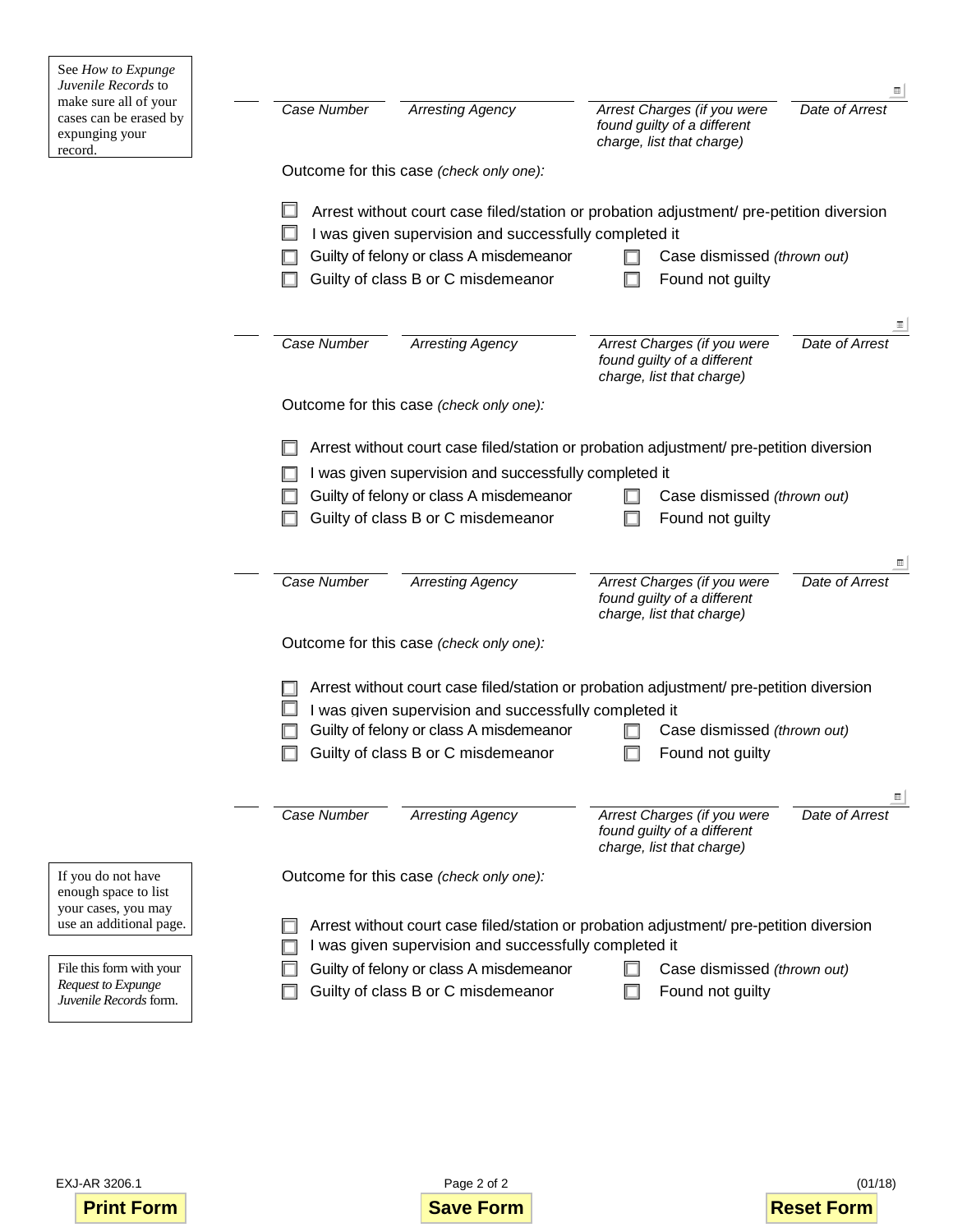See *How to Expunge Juvenile Records* to make sure all of your cases can be erased by expunging your record.

| | | | |
|---|---|---|---|
| *Case Number* | *Arresting Agency* | *Arrest Charges (if you were found guilty of a different charge, list that charge)* | *Date of Arrest* |

Outcome for this case *(check only one):*

- ☐ Arrest without court case filed/station or probation adjustment/ pre-petition diversion
- ☐ I was given supervision and successfully completed it
- ☐ Guilty of felony or class A misdemeanor
- ☐ Guilty of class B or C misdemeanor
- ☐ Case dismissed *(thrown out)*
- ☐ Found not guilty

| | | | |
|---|---|---|---|
| *Case Number* | *Arresting Agency* | *Arrest Charges (if you were found guilty of a different charge, list that charge)* | *Date of Arrest* |

Outcome for this case *(check only one):*

- ☐ Arrest without court case filed/station or probation adjustment/ pre-petition diversion
- ☐ I was given supervision and successfully completed it
- ☐ Guilty of felony or class A misdemeanor
- ☐ Guilty of class B or C misdemeanor
- ☐ Case dismissed *(thrown out)*
- ☐ Found not guilty

| | | | |
|---|---|---|---|
| *Case Number* | *Arresting Agency* | *Arrest Charges (if you were found guilty of a different charge, list that charge)* | *Date of Arrest* |

Outcome for this case *(check only one):*

- ☐ Arrest without court case filed/station or probation adjustment/ pre-petition diversion
- ☐ I was given supervision and successfully completed it
- ☐ Guilty of felony or class A misdemeanor
- ☐ Guilty of class B or C misdemeanor
- ☐ Case dismissed *(thrown out)*
- ☐ Found not guilty

| | | | |
|---|---|---|---|
| *Case Number* | *Arresting Agency* | *Arrest Charges (if you were found guilty of a different charge, list that charge)* | *Date of Arrest* |

Outcome for this case *(check only one):*

- ☐ Arrest without court case filed/station or probation adjustment/ pre-petition diversion
- ☐ I was given supervision and successfully completed it
- ☐ Guilty of felony or class A misdemeanor
- ☐ Guilty of class B or C misdemeanor
- ☐ Case dismissed *(thrown out)*
- ☐ Found not guilty

If you do not have enough space to list your cases, you may use an additional page.

File this form with your *Request to Expunge Juvenile Records* form.

EXJ-AR 3206.1 (01/18)

Print Form | Save Form | Reset Form